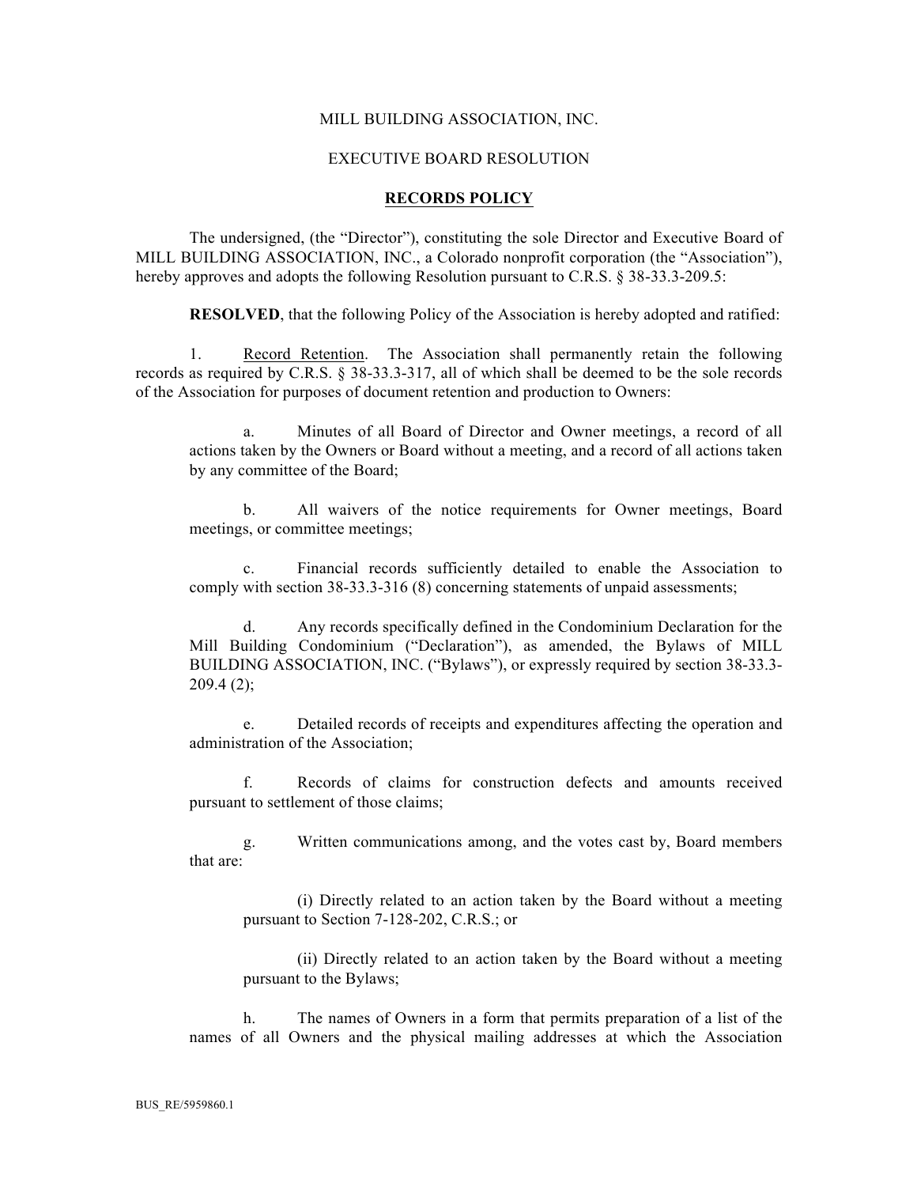MILL BUILDING ASSOCIATION, INC.

EXECUTIVE BOARD RESOLUTION

**RECORDS POLICY**

The undersigned, (the "Director"), constituting the sole Director and Executive Board of MILL BUILDING ASSOCIATION, INC., a Colorado nonprofit corporation (the "Association"), hereby approves and adopts the following Resolution pursuant to C.R.S. § 38-33.3-209.5:

**RESOLVED**, that the following Policy of the Association is hereby adopted and ratified:

1. Record Retention. The Association shall permanently retain the following records as required by C.R.S. § 38-33.3-317, all of which shall be deemed to be the sole records of the Association for purposes of document retention and production to Owners:

   a. Minutes of all Board of Director and Owner meetings, a record of all actions taken by the Owners or Board without a meeting, and a record of all actions taken by any committee of the Board;

   b. All waivers of the notice requirements for Owner meetings, Board meetings, or committee meetings;

   c. Financial records sufficiently detailed to enable the Association to comply with section 38-33.3-316 (8) concerning statements of unpaid assessments;

   d. Any records specifically defined in the Condominium Declaration for the Mill Building Condominium ("Declaration"), as amended, the Bylaws of MILL BUILDING ASSOCIATION, INC. ("Bylaws"), or expressly required by section 38-33.3-209.4 (2);

   e. Detailed records of receipts and expenditures affecting the operation and administration of the Association;

   f. Records of claims for construction defects and amounts received pursuant to settlement of those claims;

   g. Written communications among, and the votes cast by, Board members that are:

      (i) Directly related to an action taken by the Board without a meeting pursuant to Section 7-128-202, C.R.S.; or

      (ii) Directly related to an action taken by the Board without a meeting pursuant to the Bylaws;

   h. The names of Owners in a form that permits preparation of a list of the names of all Owners and the physical mailing addresses at which the Association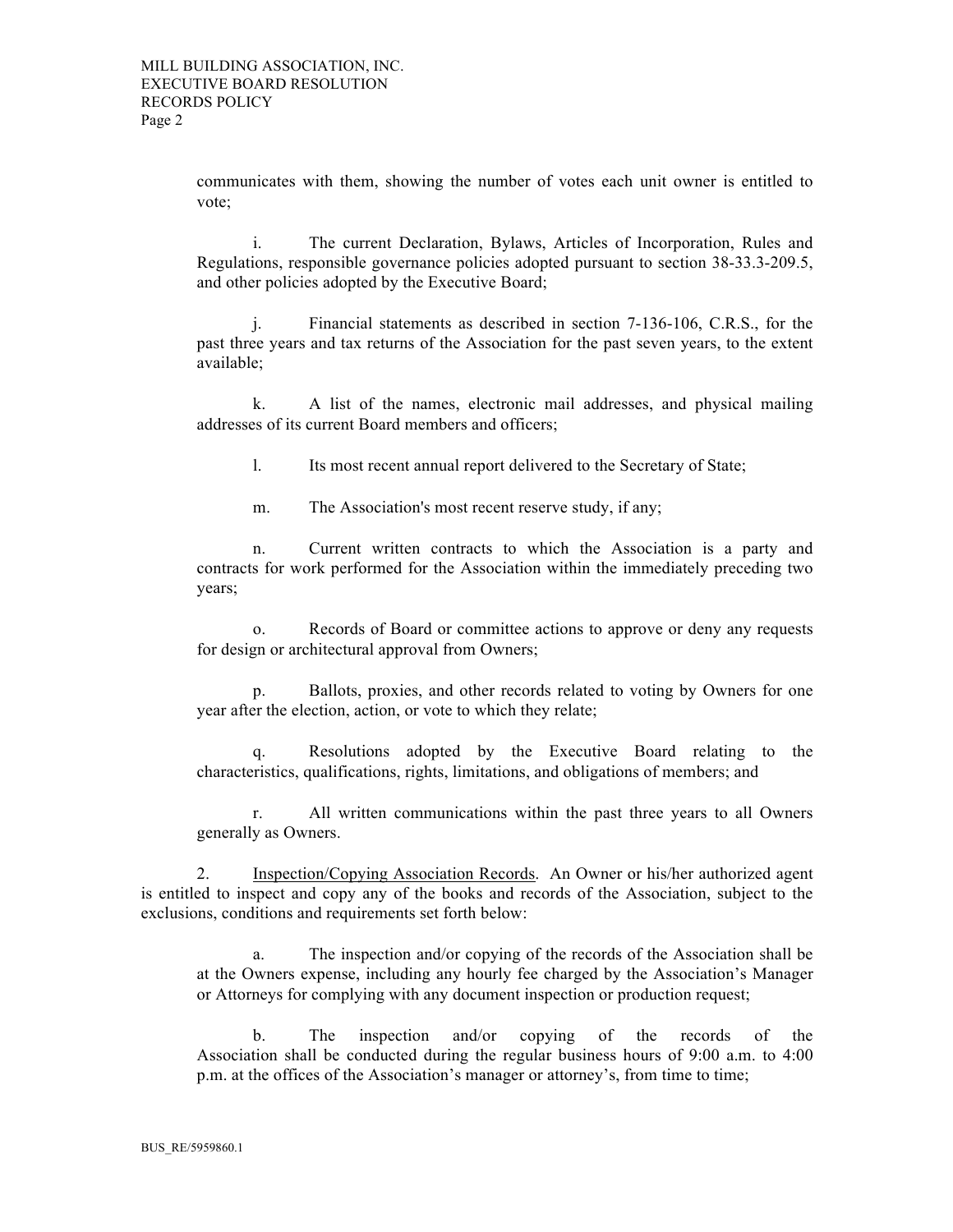communicates with them, showing the number of votes each unit owner is entitled to vote;

i. The current Declaration, Bylaws, Articles of Incorporation, Rules and Regulations, responsible governance policies adopted pursuant to section 38-33.3-209.5, and other policies adopted by the Executive Board;

j. Financial statements as described in section 7-136-106, C.R.S., for the past three years and tax returns of the Association for the past seven years, to the extent available;

k. A list of the names, electronic mail addresses, and physical mailing addresses of its current Board members and officers;

l. Its most recent annual report delivered to the Secretary of State;

m. The Association's most recent reserve study, if any;

n. Current written contracts to which the Association is a party and contracts for work performed for the Association within the immediately preceding two years;

o. Records of Board or committee actions to approve or deny any requests for design or architectural approval from Owners;

p. Ballots, proxies, and other records related to voting by Owners for one year after the election, action, or vote to which they relate;

q. Resolutions adopted by the Executive Board relating to the characteristics, qualifications, rights, limitations, and obligations of members; and

r. All written communications within the past three years to all Owners generally as Owners.

2. Inspection/Copying Association Records. An Owner or his/her authorized agent is entitled to inspect and copy any of the books and records of the Association, subject to the exclusions, conditions and requirements set forth below:

a. The inspection and/or copying of the records of the Association shall be at the Owners expense, including any hourly fee charged by the Association's Manager or Attorneys for complying with any document inspection or production request;

b. The inspection and/or copying of the records of the Association shall be conducted during the regular business hours of 9:00 a.m. to 4:00 p.m. at the offices of the Association's manager or attorney's, from time to time;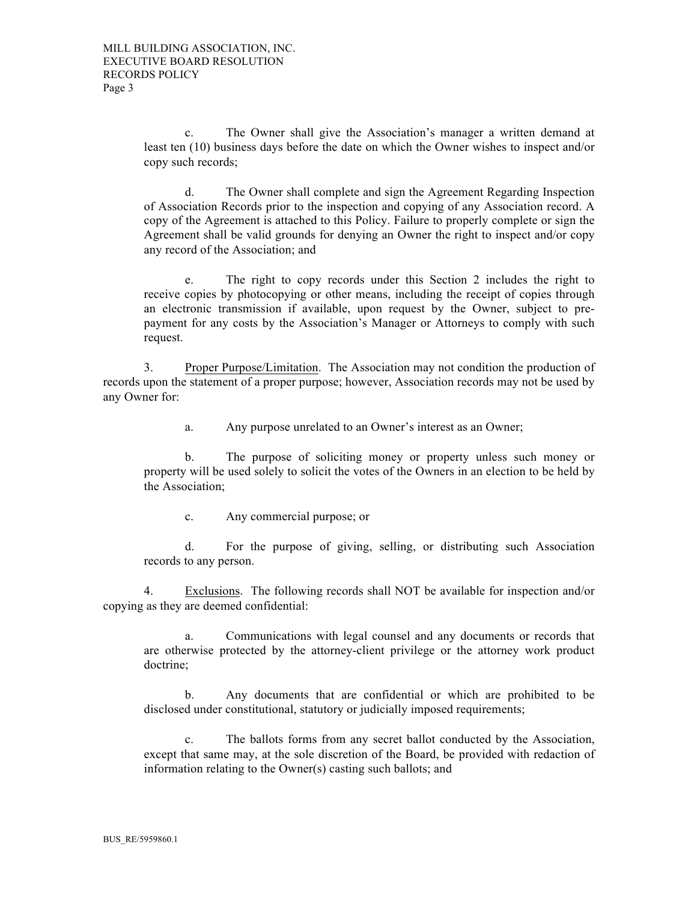c. The Owner shall give the Association's manager a written demand at least ten (10) business days before the date on which the Owner wishes to inspect and/or copy such records;

d. The Owner shall complete and sign the Agreement Regarding Inspection of Association Records prior to the inspection and copying of any Association record. A copy of the Agreement is attached to this Policy. Failure to properly complete or sign the Agreement shall be valid grounds for denying an Owner the right to inspect and/or copy any record of the Association; and

e. The right to copy records under this Section 2 includes the right to receive copies by photocopying or other means, including the receipt of copies through an electronic transmission if available, upon request by the Owner, subject to pre-payment for any costs by the Association's Manager or Attorneys to comply with such request.

3. <u>Proper Purpose/Limitation</u>. The Association may not condition the production of records upon the statement of a proper purpose; however, Association records may not be used by any Owner for:

a. Any purpose unrelated to an Owner's interest as an Owner;

b. The purpose of soliciting money or property unless such money or property will be used solely to solicit the votes of the Owners in an election to be held by the Association;

c. Any commercial purpose; or

d. For the purpose of giving, selling, or distributing such Association records to any person.

4. <u>Exclusions</u>. The following records shall NOT be available for inspection and/or copying as they are deemed confidential:

a. Communications with legal counsel and any documents or records that are otherwise protected by the attorney-client privilege or the attorney work product doctrine;

b. Any documents that are confidential or which are prohibited to be disclosed under constitutional, statutory or judicially imposed requirements;

c. The ballots forms from any secret ballot conducted by the Association, except that same may, at the sole discretion of the Board, be provided with redaction of information relating to the Owner(s) casting such ballots; and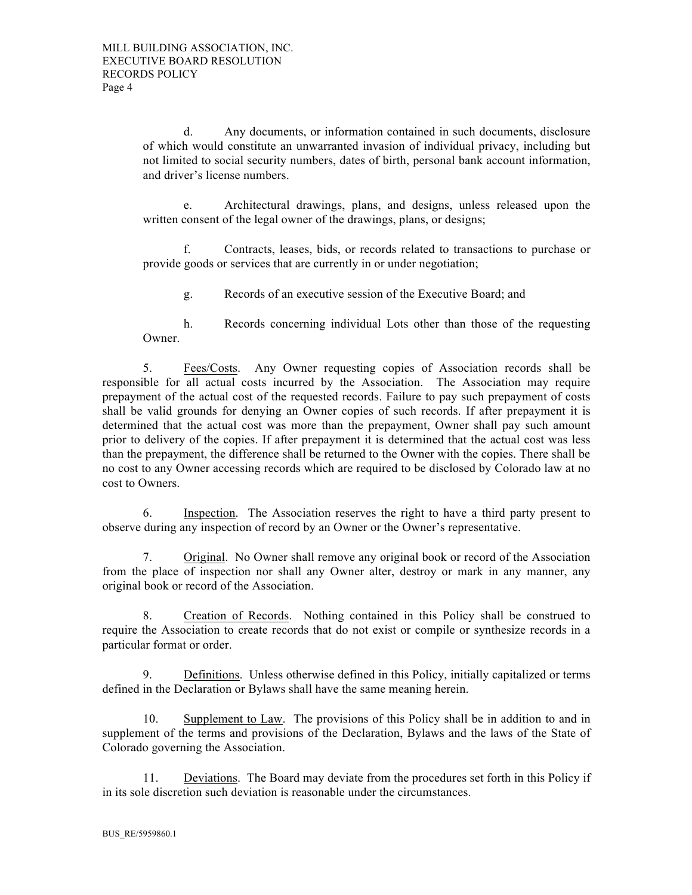d. Any documents, or information contained in such documents, disclosure of which would constitute an unwarranted invasion of individual privacy, including but not limited to social security numbers, dates of birth, personal bank account information, and driver's license numbers.

e. Architectural drawings, plans, and designs, unless released upon the written consent of the legal owner of the drawings, plans, or designs;

f. Contracts, leases, bids, or records related to transactions to purchase or provide goods or services that are currently in or under negotiation;

g. Records of an executive session of the Executive Board; and

h. Records concerning individual Lots other than those of the requesting Owner.

5. Fees/Costs. Any Owner requesting copies of Association records shall be responsible for all actual costs incurred by the Association. The Association may require prepayment of the actual cost of the requested records. Failure to pay such prepayment of costs shall be valid grounds for denying an Owner copies of such records. If after prepayment it is determined that the actual cost was more than the prepayment, Owner shall pay such amount prior to delivery of the copies. If after prepayment it is determined that the actual cost was less than the prepayment, the difference shall be returned to the Owner with the copies. There shall be no cost to any Owner accessing records which are required to be disclosed by Colorado law at no cost to Owners.

6. Inspection. The Association reserves the right to have a third party present to observe during any inspection of record by an Owner or the Owner's representative.

7. Original. No Owner shall remove any original book or record of the Association from the place of inspection nor shall any Owner alter, destroy or mark in any manner, any original book or record of the Association.

8. Creation of Records. Nothing contained in this Policy shall be construed to require the Association to create records that do not exist or compile or synthesize records in a particular format or order.

9. Definitions. Unless otherwise defined in this Policy, initially capitalized or terms defined in the Declaration or Bylaws shall have the same meaning herein.

10. Supplement to Law. The provisions of this Policy shall be in addition to and in supplement of the terms and provisions of the Declaration, Bylaws and the laws of the State of Colorado governing the Association.

11. Deviations. The Board may deviate from the procedures set forth in this Policy if in its sole discretion such deviation is reasonable under the circumstances.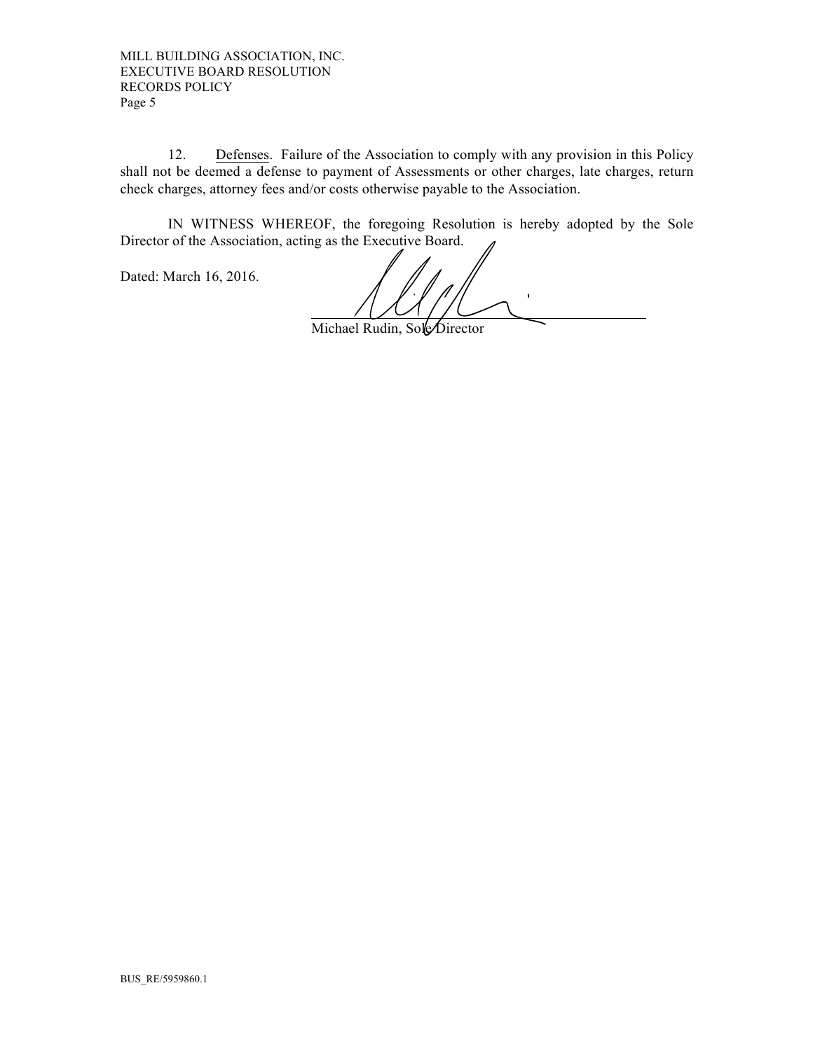12. <u>Defenses</u>. Failure of the Association to comply with any provision in this Policy shall not be deemed a defense to payment of Assessments or other charges, late charges, return check charges, attorney fees and/or costs otherwise payable to the Association.

IN WITNESS WHEREOF, the foregoing Resolution is hereby adopted by the Sole Director of the Association, acting as the Executive Board.

Dated: March 16, 2016.

\_\_\_\_\_\_\_\_\_\_\_\_\_\_\_\_\_\_\_\_\_\_\_\_\_\_\_\_\_\_\_\_\_\_\_\_

Michael Rudin, Sole Director

BUS_RE/5959860.1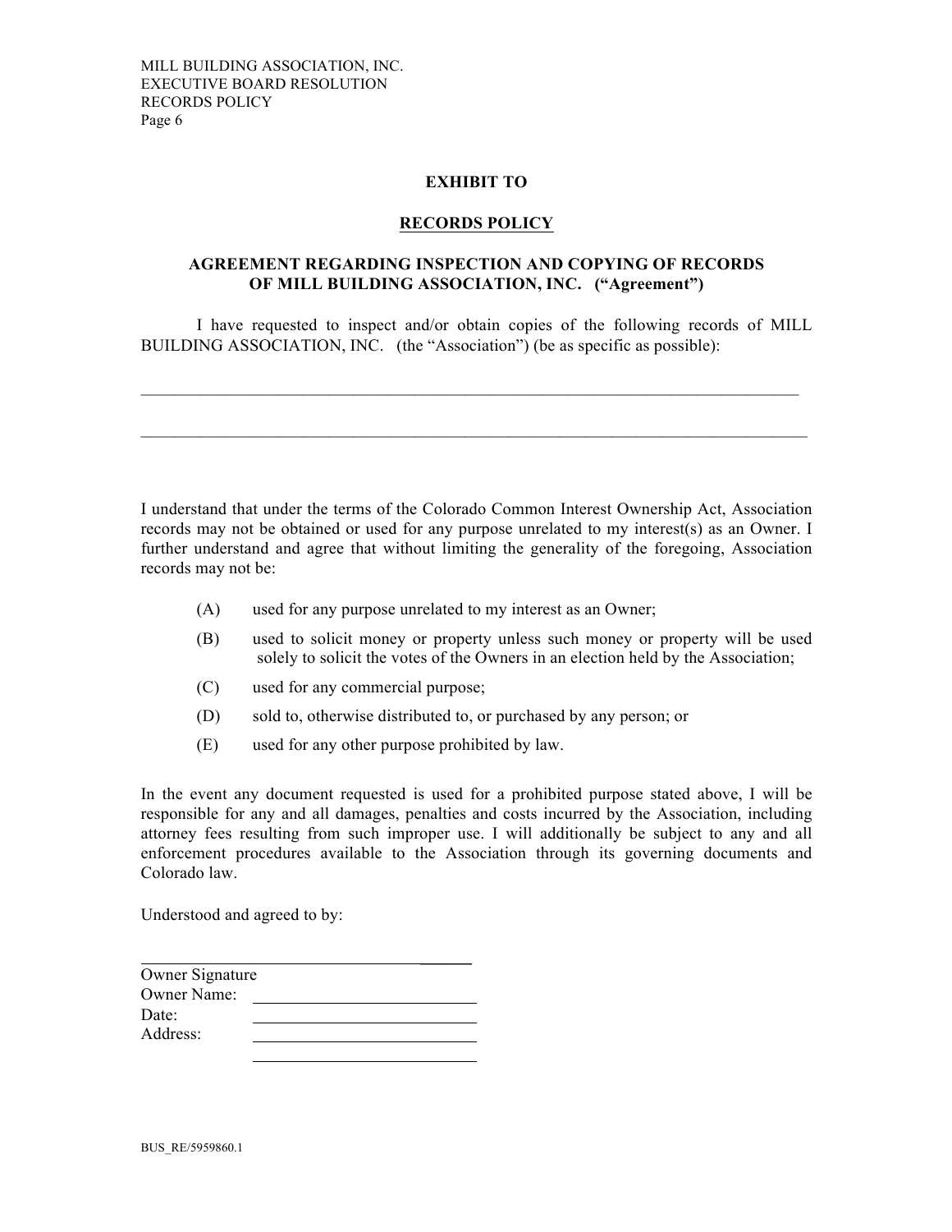**EXHIBIT TO**

**RECORDS POLICY**

**AGREEMENT REGARDING INSPECTION AND COPYING OF RECORDS OF MILL BUILDING ASSOCIATION, INC. ("Agreement")**

I have requested to inspect and/or obtain copies of the following records of MILL BUILDING ASSOCIATION, INC. (the "Association") (be as specific as possible):

_______________________________________________________________________________

_______________________________________________________________________________

I understand that under the terms of the Colorado Common Interest Ownership Act, Association records may not be obtained or used for any purpose unrelated to my interest(s) as an Owner. I further understand and agree that without limiting the generality of the foregoing, Association records may not be:

(A) used for any purpose unrelated to my interest as an Owner;

(B) used to solicit money or property unless such money or property will be used solely to solicit the votes of the Owners in an election held by the Association;

(C) used for any commercial purpose;

(D) sold to, otherwise distributed to, or purchased by any person; or

(E) used for any other purpose prohibited by law.

In the event any document requested is used for a prohibited purpose stated above, I will be responsible for any and all damages, penalties and costs incurred by the Association, including attorney fees resulting from such improper use. I will additionally be subject to any and all enforcement procedures available to the Association through its governing documents and Colorado law.

Understood and agreed to by:

___________________________________
Owner Signature
Owner Name: ___________________________
Date: ___________________________
Address: ___________________________
___________________________

BUS_RE/5959860.1